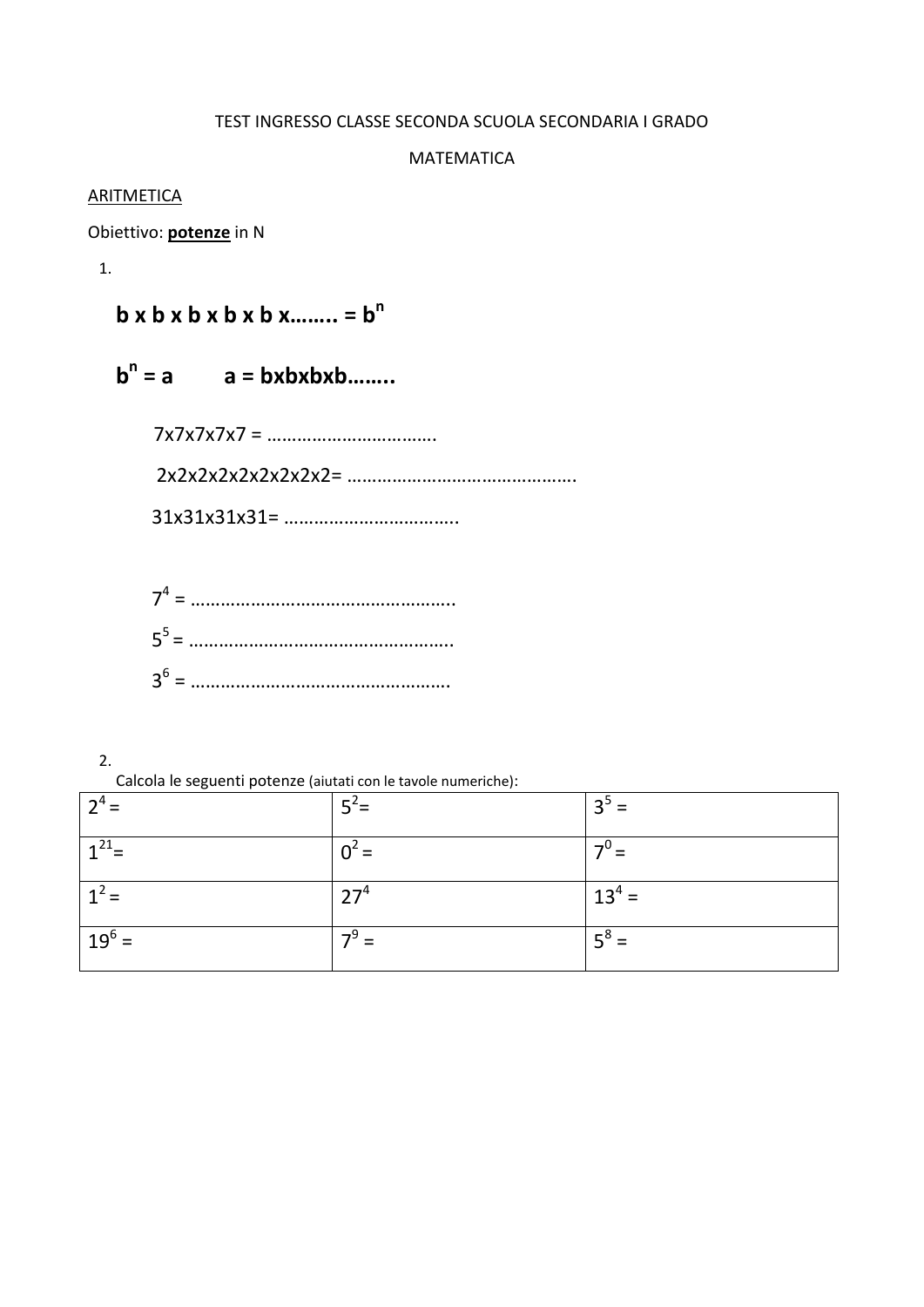TEST INGRESSO CLASSE SECONDA SCUOLA SECONDARIA I GRADO

MATEMATICA

<u>ARITMETICA</u>

Obiettivo: **potenze** in N

1.

**b x b x b x b x b x…….. = $b^n$**

**$b^n$ = a        a = bxbxbxb……..**

7x7x7x7x7 = …………………………….

2x2x2x2x2x2x2x2x2= ……………………………………….

31x31x31x31= ……………………………..

$7^4$ = ……………………………………………..

$5^5$ = ……………………………………………..

$3^6$ = ……………………………………………

2.

Calcola le seguenti potenze (aiutati con le tavole numeriche):

| | | |
|---|---|---|
| $2^4$ = | $5^2$= | $3^5$ = |
| $1^{21}$= | $0^2$ = | $7^0$ = |
| $1^2$ = | $27^4$ | $13^4$ = |
| $19^6$ = | $7^9$ = | $5^8$ = |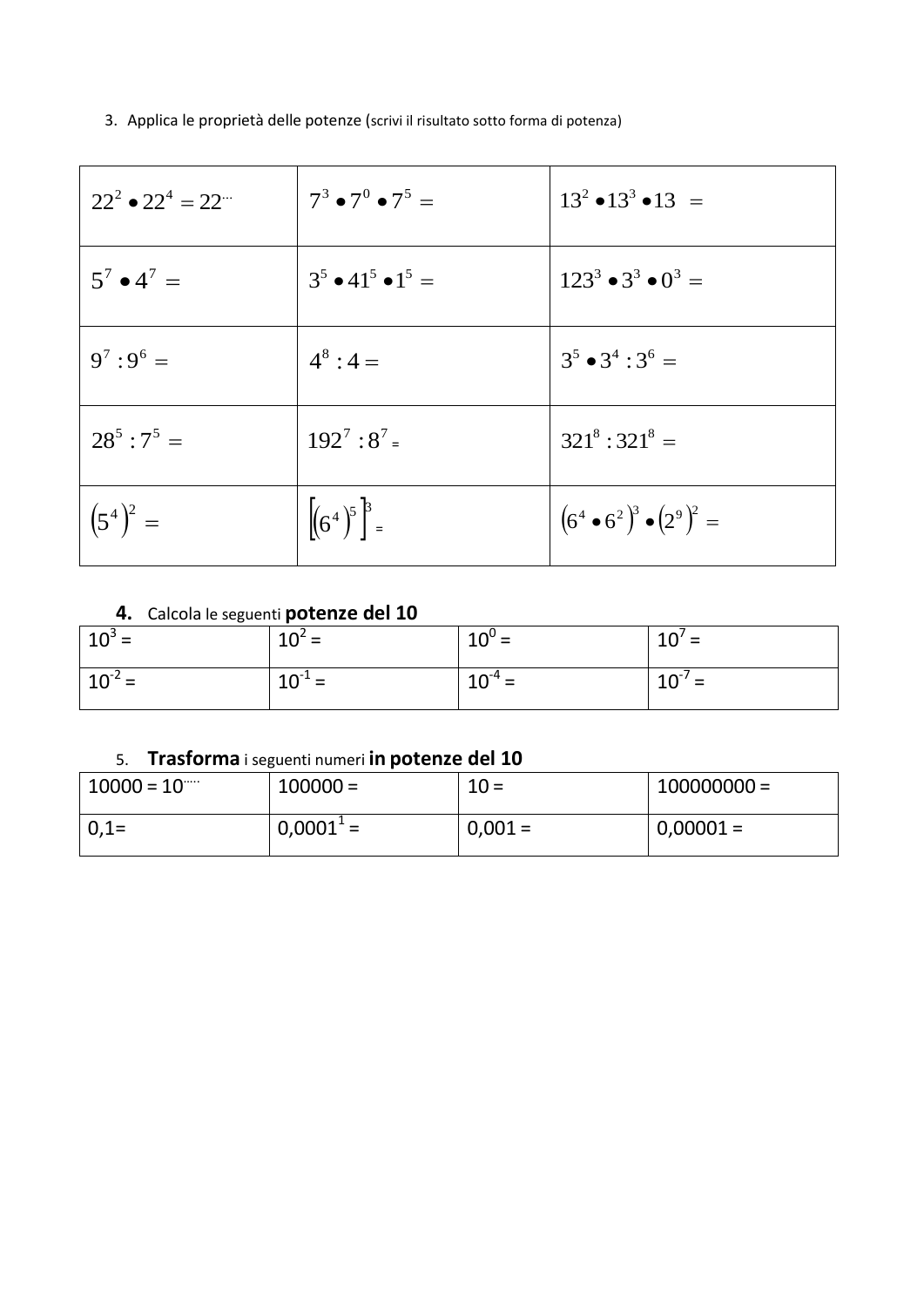3. Applica le proprietà delle potenze (scrivi il risultato sotto forma di potenza)

| | | |
|---|---|---|
| $22^2 \bullet 22^4 = 22^{\cdots}$ | $7^3 \bullet 7^0 \bullet 7^5 =$ | $13^2 \bullet 13^3 \bullet 13 =$ |
| $5^7 \bullet 4^7 =$ | $3^5 \bullet 41^5 \bullet 1^5 =$ | $123^3 \bullet 3^3 \bullet 0^3 =$ |
| $9^7 : 9^6 =$ | $4^8 : 4 =$ | $3^5 \bullet 3^4 : 3^6 =$ |
| $28^5 : 7^5 =$ | $192^7 : 8^7 =$ | $321^8 : 321^8 =$ |
| $(5^4)^2 =$ | $[(6^4)^5]^3 =$ | $(6^4 \bullet 6^2)^3 \bullet (2^9)^2 =$ |

**4.** Calcola le seguenti **potenze del 10**

| | | | |
|---|---|---|---|
| $10^3 =$ | $10^2 =$ | $10^0 =$ | $10^7 =$ |
| $10^{-2} =$ | $10^{-1} =$ | $10^{-4} =$ | $10^{-7} =$ |

5. **Trasforma** i seguenti numeri **in potenze del 10**

| | | | |
|---|---|---|---|
| 10000 = $10^{\cdots}$ | 100000 = | 10 = | 100000000 = |
| 0,1= | 0,0001[1] = | 0,001 = | 0,00001 = |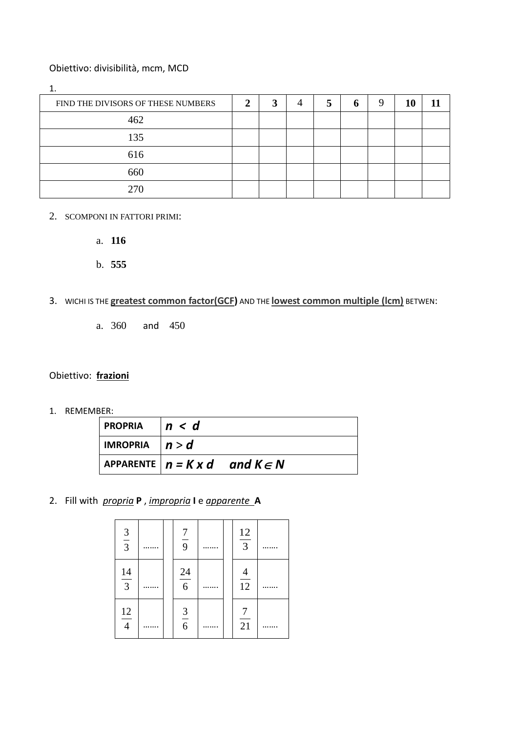Obiettivo: divisibilità, mcm, MCD

1.

| FIND THE DIVISORS OF THESE NUMBERS | **2** | **3** | 4 | **5** | **6** | 9 | **10** | **11** |
|---|---|---|---|---|---|---|---|---|
| 462 | | | | | | | | |
| 135 | | | | | | | | |
| 616 | | | | | | | | |
| 660 | | | | | | | | |
| 270 | | | | | | | | |

2. SCOMPONI IN FATTORI PRIMI:

   a. **116**

   b. **555**

3. WICHI IS THE **greatest common factor(GCF)** AND THE **lowest common multiple (lcm)** BETWEN:

   a. 360 and 450

Obiettivo: **frazioni**

1. REMEMBER:

| | |
|---|---|
| **PROPRIA** | $n < d$ |
| **IMROPRIA** | $n > d$ |
| **APPARENTE** | $n = K \times d$ and $K \in N$ |

2. Fill with *propria* **P** , *impropria* **I** e *apparente* **A**

| | | | | | | | |
|---|---|---|---|---|---|---|---|
| $\frac{3}{3}$ | ....... | | $\frac{7}{9}$ | ....... | | $\frac{12}{3}$ | ....... |
| $\frac{14}{3}$ | ....... | | $\frac{24}{6}$ | ....... | | $\frac{4}{12}$ | ....... |
| $\frac{12}{4}$ | ....... | | $\frac{3}{6}$ | ....... | | $\frac{7}{21}$ | ....... |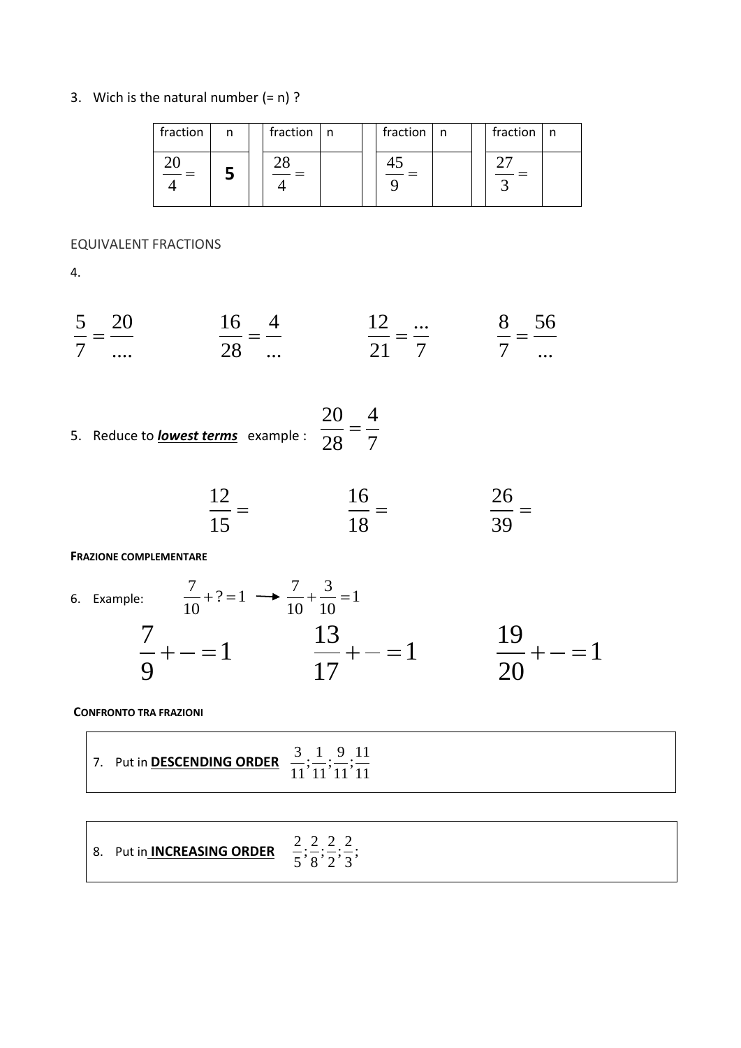3. Wich is the natural number (= n) ?

| fraction | n | | fraction | n | | fraction | n | | fraction | n |
|---|---|---|---|---|---|---|---|---|---|---|
| $\frac{20}{4} =$ | **5** | | $\frac{28}{4} =$ | | | $\frac{45}{9} =$ | | | $\frac{27}{3} =$ | |

EQUIVALENT FRACTIONS

4.

$\frac{5}{7} = \frac{20}{....}$ $\frac{16}{28} = \frac{4}{...}$ $\frac{12}{21} = \frac{...}{7}$ $\frac{8}{7} = \frac{56}{...}$

5. Reduce to ***lowest terms*** example : $\frac{20}{28} = \frac{4}{7}$

$\frac{12}{15} =$ $\frac{16}{18} =$ $\frac{26}{39} =$

**FRAZIONE COMPLEMENTARE**

6. Example: $\frac{7}{10} + ? = 1 \longrightarrow \frac{7}{10} + \frac{3}{10} = 1$

$\frac{7}{9} + - = 1$ $\frac{13}{17} + - = 1$ $\frac{19}{20} + - = 1$

**CONFRONTO TRA FRAZIONI**

7. Put in **DESCENDING ORDER** $\frac{3}{11}; \frac{1}{11}; \frac{9}{11}; \frac{11}{11}$

8. Put in **INCREASING ORDER** $\frac{2}{5}; \frac{2}{8}; \frac{2}{2}; \frac{2}{3};$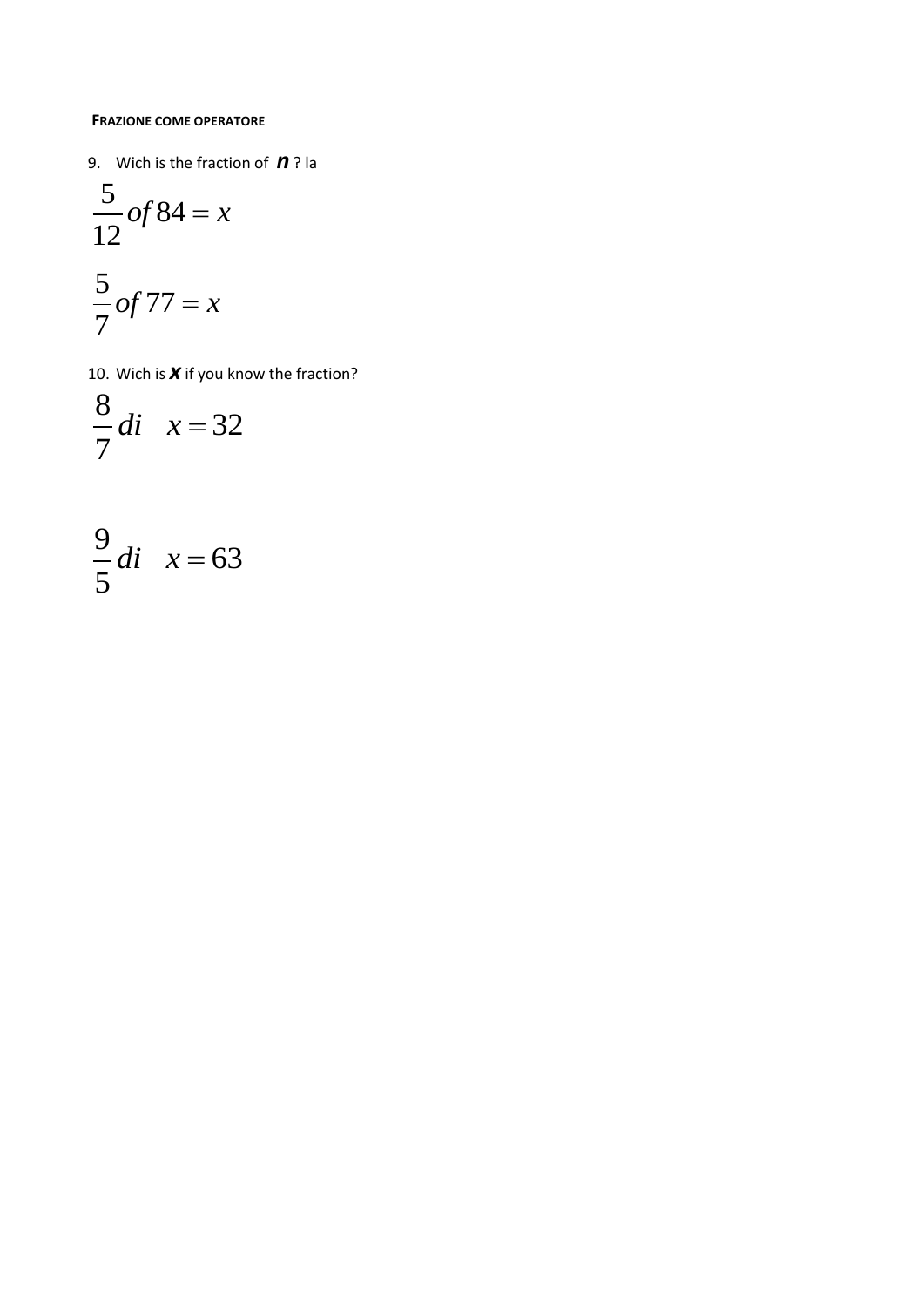**FRAZIONE COME OPERATORE**

9. Wich is the fraction of ***n*** ? la

$$\frac{5}{12} of\, 84 = x$$

$$\frac{5}{7} of\, 77 = x$$

10. Wich is ***x*** if you know the fraction?

$$\frac{8}{7} di \quad x = 32$$

$$\frac{9}{5} di \quad x = 63$$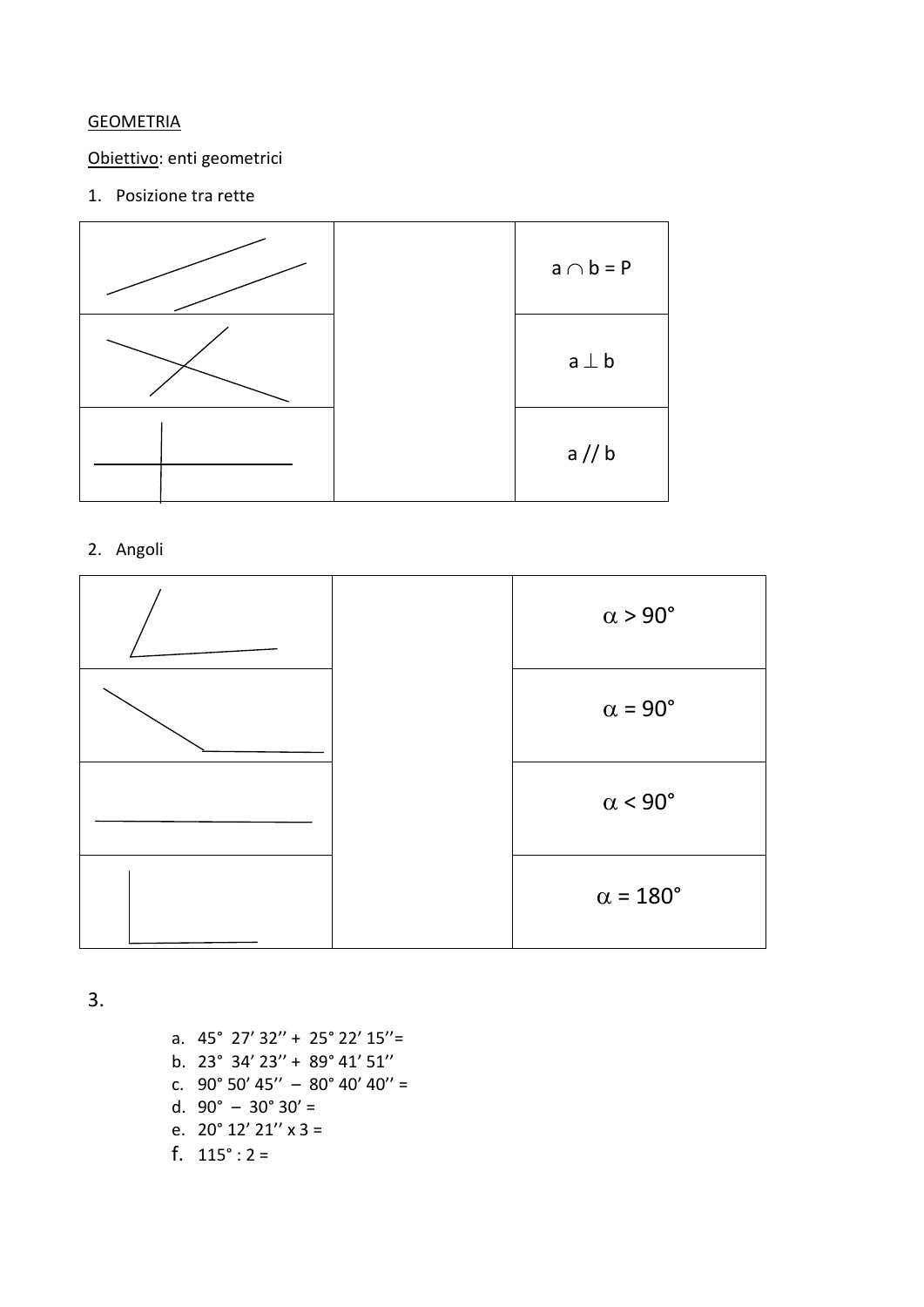GEOMETRIA

Obiettivo: enti geometrici

1. Posizione tra rette

| | | |
|---|---|---|
| | | $a \cap b = P$ |
| | | $a \perp b$ |
| | | $a \parallel b$ |

2. Angoli

| | | |
|---|---|---|
| | | $\alpha > 90°$ |
| | | $\alpha = 90°$ |
| | | $\alpha < 90°$ |
| | | $\alpha = 180°$ |

3.

a. 45° 27' 32'' + 25° 22' 15''=
b. 23° 34' 23'' + 89° 41' 51''
c. 90° 50' 45'' – 80° 40' 40'' =
d. 90° – 30° 30' =
e. 20° 12' 21'' x 3 =
f. 115° : 2 =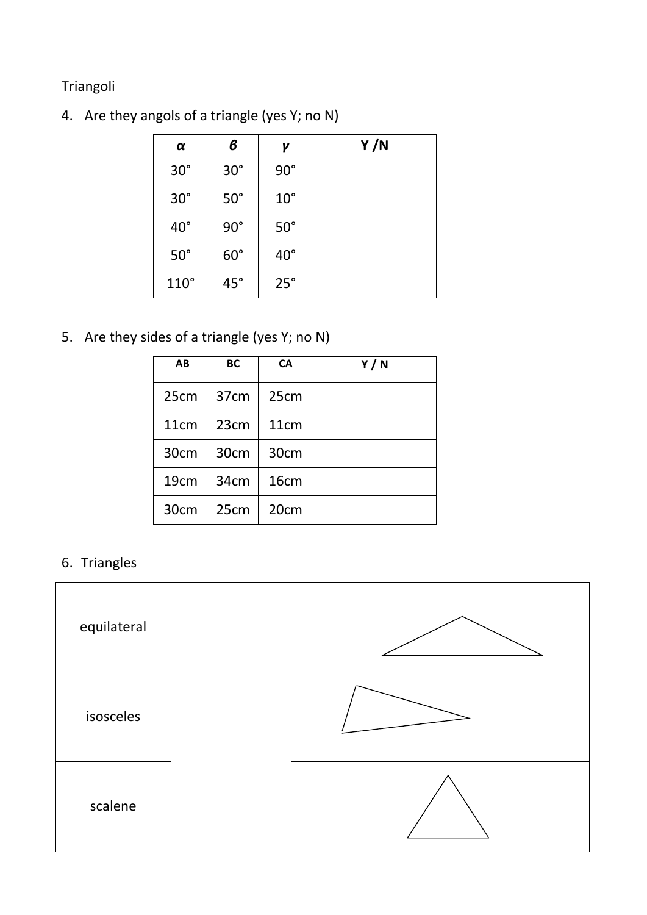Triangoli

4. Are they angols of a triangle (yes Y; no N)

| $\alpha$ | $\beta$ | $\gamma$ | Y /N |
|---|---|---|---|
| 30° | 30° | 90° | |
| 30° | 50° | 10° | |
| 40° | 90° | 50° | |
| 50° | 60° | 40° | |
| 110° | 45° | 25° | |

5. Are they sides of a triangle (yes Y; no N)

| AB | BC | CA | Y / N |
|---|---|---|---|
| 25cm | 37cm | 25cm | |
| 11cm | 23cm | 11cm | |
| 30cm | 30cm | 30cm | |
| 19cm | 34cm | 16cm | |
| 30cm | 25cm | 20cm | |

6. Triangles

| | | |
|---|---|---|
| equilateral | | |
| isosceles | | |
| scalene | | |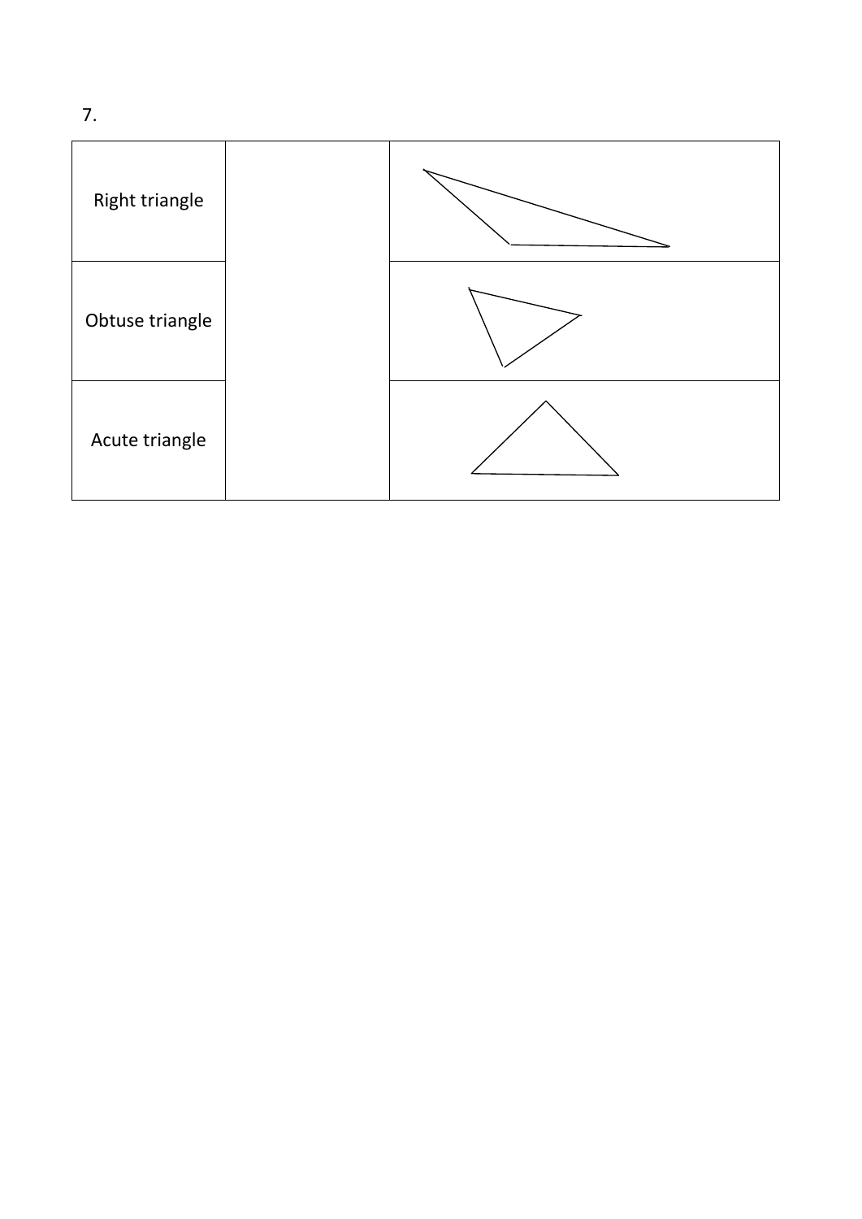7.

| | | |
|---|---|---|
| Right triangle | | |
| Obtuse triangle | | |
| Acute triangle | | |